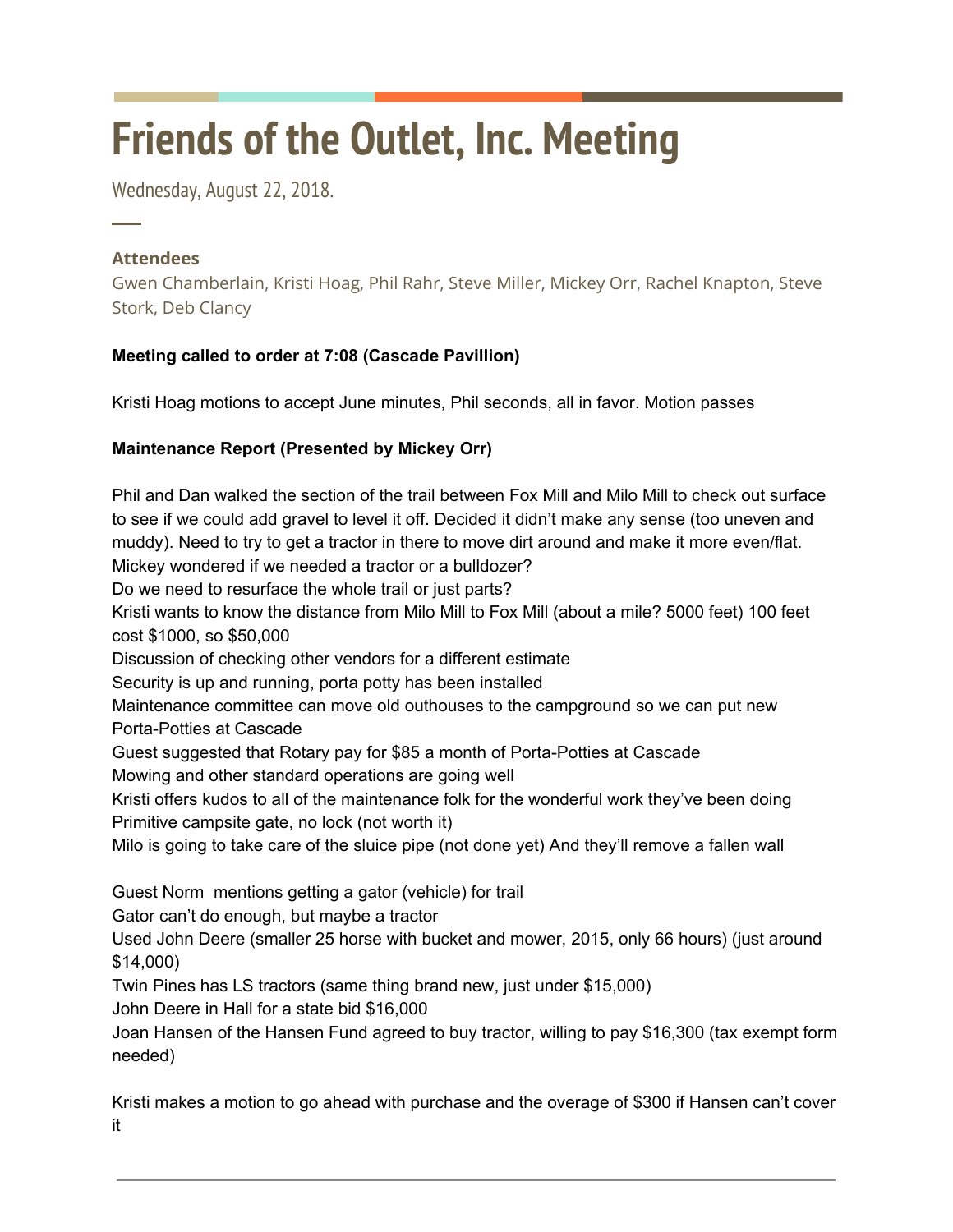# Friends of the Outlet, Inc. Meeting

Wednesday, August 22, 2018.

### Attendees

Gwen Chamberlain, Kristi Hoag, Phil Rahr, Steve Miller, Mickey Orr, Rachel Knapton, Steve Stork, Deb Clancy

**Meeting called to order at 7:08 (Cascade Pavillion)**

Kristi Hoag motions to accept June minutes, Phil seconds, all in favor. Motion passes

**Maintenance Report (Presented by Mickey Orr)**

Phil and Dan walked the section of the trail between Fox Mill and Milo Mill to check out surface to see if we could add gravel to level it off. Decided it didn't make any sense (too uneven and muddy). Need to try to get a tractor in there to move dirt around and make it more even/flat.
Mickey wondered if we needed a tractor or a bulldozer?
Do we need to resurface the whole trail or just parts?
Kristi wants to know the distance from Milo Mill to Fox Mill (about a mile? 5000 feet) 100 feet cost $1000, so $50,000
Discussion of checking other vendors for a different estimate
Security is up and running, porta potty has been installed
Maintenance committee can move old outhouses to the campground so we can put new Porta-Potties at Cascade
Guest suggested that Rotary pay for $85 a month of Porta-Potties at Cascade
Mowing and other standard operations are going well
Kristi offers kudos to all of the maintenance folk for the wonderful work they've been doing
Primitive campsite gate, no lock (not worth it)
Milo is going to take care of the sluice pipe (not done yet) And they'll remove a fallen wall

Guest Norm mentions getting a gator (vehicle) for trail
Gator can't do enough, but maybe a tractor
Used John Deere (smaller 25 horse with bucket and mower, 2015, only 66 hours) (just around $14,000)
Twin Pines has LS tractors (same thing brand new, just under $15,000)
John Deere in Hall for a state bid $16,000
Joan Hansen of the Hansen Fund agreed to buy tractor, willing to pay $16,300 (tax exempt form needed)

Kristi makes a motion to go ahead with purchase and the overage of $300 if Hansen can't cover it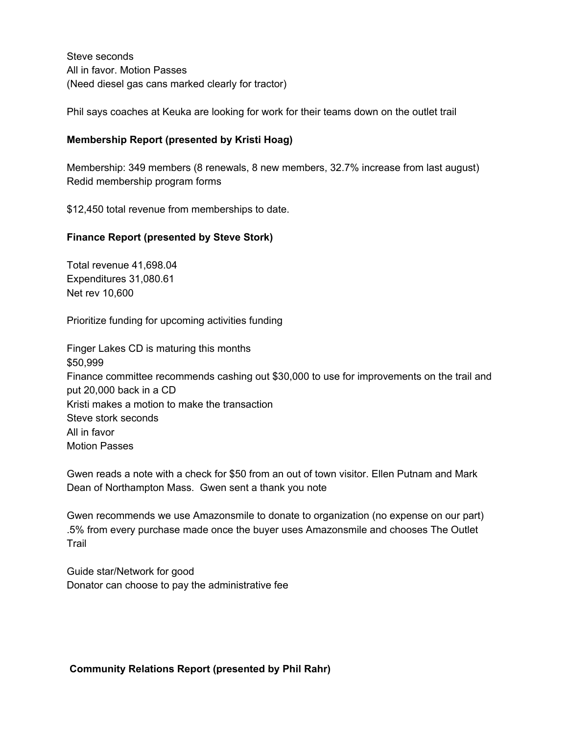Steve seconds
All in favor. Motion Passes
(Need diesel gas cans marked clearly for tractor)

Phil says coaches at Keuka are looking for work for their teams down on the outlet trail

**Membership Report (presented by Kristi Hoag)**

Membership: 349 members (8 renewals, 8 new members, 32.7% increase from last august)
Redid membership program forms

$12,450 total revenue from memberships to date.

**Finance Report (presented by Steve Stork)**

Total revenue 41,698.04
Expenditures 31,080.61
Net rev 10,600

Prioritize funding for upcoming activities funding

Finger Lakes CD is maturing this months
$50,999
Finance committee recommends cashing out $30,000 to use for improvements on the trail and put 20,000 back in a CD
Kristi makes a motion to make the transaction
Steve stork seconds
All in favor
Motion Passes

Gwen reads a note with a check for $50 from an out of town visitor. Ellen Putnam and Mark Dean of Northampton Mass. Gwen sent a thank you note

Gwen recommends we use Amazonsmile to donate to organization (no expense on our part) .5% from every purchase made once the buyer uses Amazonsmile and chooses The Outlet Trail

Guide star/Network for good
Donator can choose to pay the administrative fee

**Community Relations Report (presented by Phil Rahr)**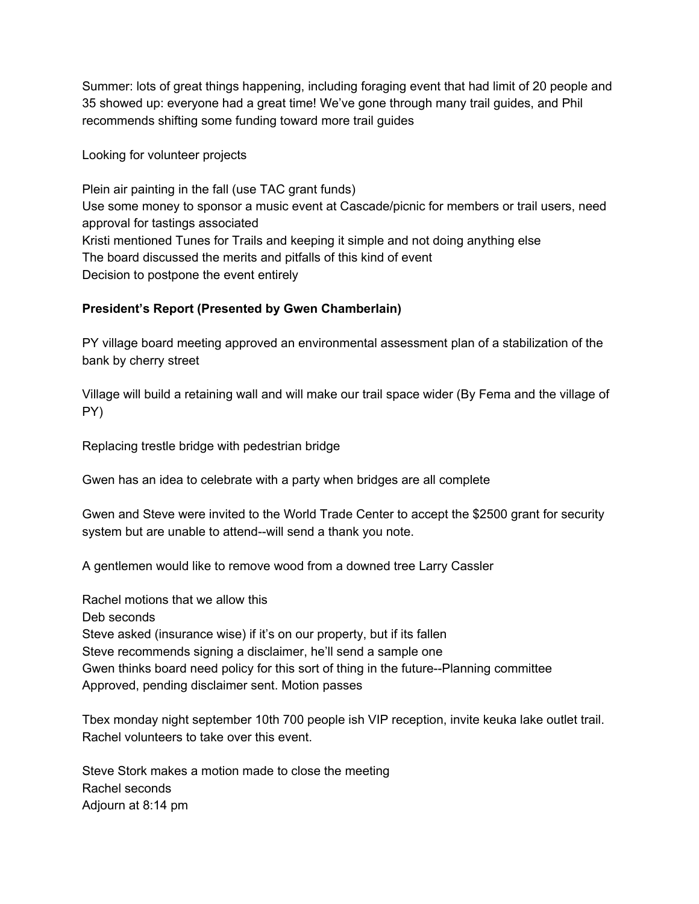Summer: lots of great things happening, including foraging event that had limit of 20 people and 35 showed up: everyone had a great time! We've gone through many trail guides, and Phil recommends shifting some funding toward more trail guides

Looking for volunteer projects

Plein air painting in the fall (use TAC grant funds)
Use some money to sponsor a music event at Cascade/picnic for members or trail users, need approval for tastings associated
Kristi mentioned Tunes for Trails and keeping it simple and not doing anything else
The board discussed the merits and pitfalls of this kind of event
Decision to postpone the event entirely

**President's Report (Presented by Gwen Chamberlain)**

PY village board meeting approved an environmental assessment plan of a stabilization of the bank by cherry street

Village will build a retaining wall and will make our trail space wider (By Fema and the village of PY)

Replacing trestle bridge with pedestrian bridge

Gwen has an idea to celebrate with a party when bridges are all complete

Gwen and Steve were invited to the World Trade Center to accept the $2500 grant for security system but are unable to attend--will send a thank you note.

A gentlemen would like to remove wood from a downed tree Larry Cassler

Rachel motions that we allow this
Deb seconds
Steve asked (insurance wise) if it's on our property, but if its fallen
Steve recommends signing a disclaimer, he'll send a sample one
Gwen thinks board need policy for this sort of thing in the future--Planning committee
Approved, pending disclaimer sent. Motion passes

Tbex monday night september 10th 700 people ish VIP reception, invite keuka lake outlet trail. Rachel volunteers to take over this event.

Steve Stork makes a motion made to close the meeting
Rachel seconds
Adjourn at 8:14 pm